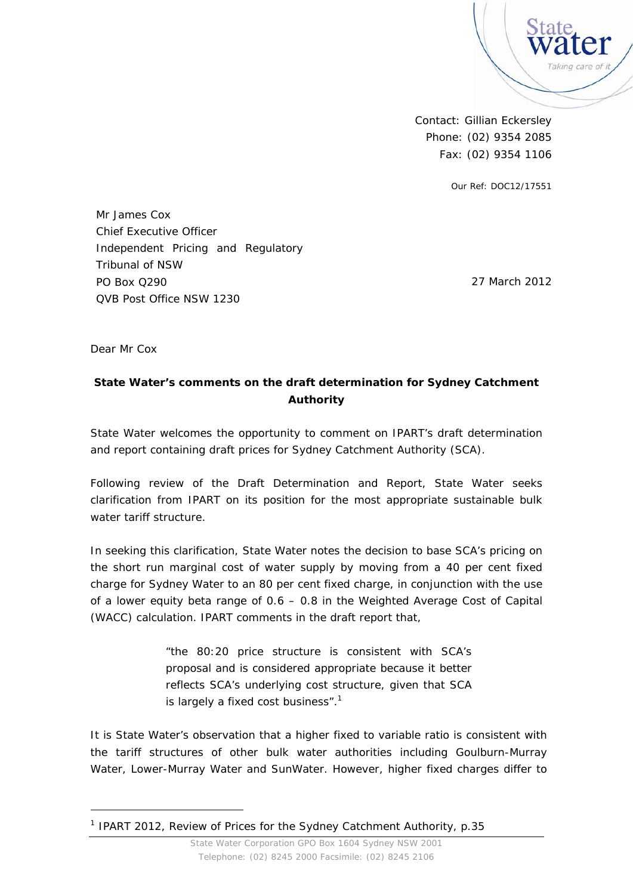Contact: Gillian Eckersley
Phone: (02) 9354 2085
Fax: (02) 9354 1106

Our Ref: DOC12/17551

Mr James Cox
Chief Executive Officer
Independent Pricing and Regulatory Tribunal of NSW
PO Box Q290
QVB Post Office NSW 1230

27 March 2012

Dear Mr Cox

**State Water's comments on the draft determination for Sydney Catchment Authority**

State Water welcomes the opportunity to comment on IPART's draft determination and report containing draft prices for Sydney Catchment Authority (SCA).

Following review of the Draft Determination and Report, State Water seeks clarification from IPART on its position for the most appropriate sustainable bulk water tariff structure.

In seeking this clarification, State Water notes the decision to base SCA's pricing on the short run marginal cost of water supply by moving from a 40 per cent fixed charge for Sydney Water to an 80 per cent fixed charge, in conjunction with the use of a lower equity beta range of 0.6 – 0.8 in the Weighted Average Cost of Capital (WACC) calculation. IPART comments in the draft report that,

> "the 80:20 price structure is consistent with SCA's proposal and is considered appropriate because it better reflects SCA's underlying cost structure, given that SCA is largely a fixed cost business".[1]

It is State Water's observation that a higher fixed to variable ratio is consistent with the tariff structures of other bulk water authorities including Goulburn-Murray Water, Lower-Murray Water and SunWater. However, higher fixed charges differ to

[1] IPART 2012, Review of Prices for the Sydney Catchment Authority, p.35

State Water Corporation GPO Box 1604 Sydney NSW 2001
Telephone: (02) 8245 2000 Facsimile: (02) 8245 2106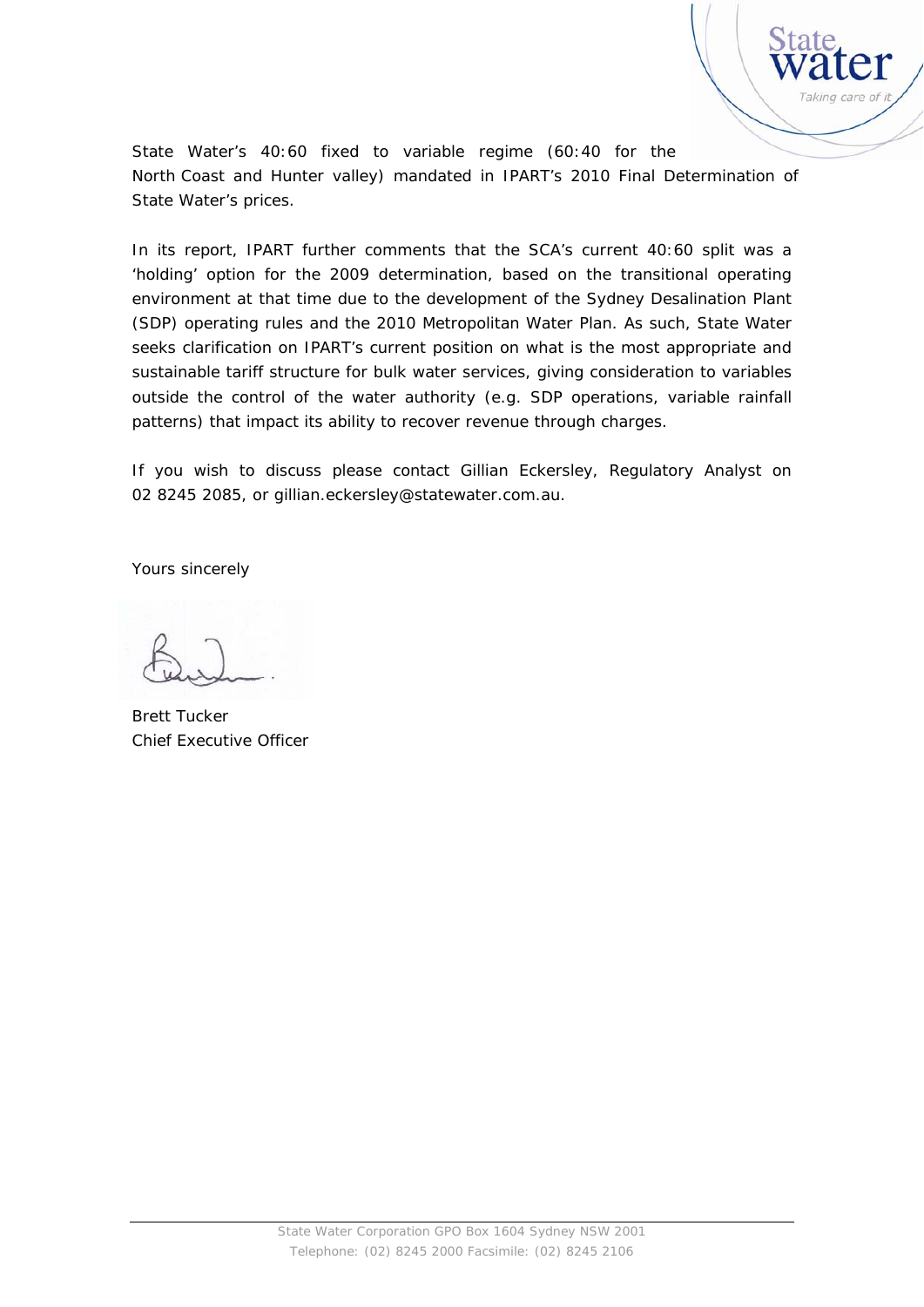State Water's 40:60 fixed to variable regime (60:40 for the North Coast and Hunter valley) mandated in IPART's 2010 Final Determination of State Water's prices.

In its report, IPART further comments that the SCA's current 40:60 split was a 'holding' option for the 2009 determination, based on the transitional operating environment at that time due to the development of the Sydney Desalination Plant (SDP) operating rules and the 2010 Metropolitan Water Plan. As such, State Water seeks clarification on IPART's current position on what is the most appropriate and sustainable tariff structure for bulk water services, giving consideration to variables outside the control of the water authority (e.g. SDP operations, variable rainfall patterns) that impact its ability to recover revenue through charges.

If you wish to discuss please contact Gillian Eckersley, Regulatory Analyst on 02 8245 2085, or gillian.eckersley@statewater.com.au.

Yours sincerely

Brett Tucker
Chief Executive Officer